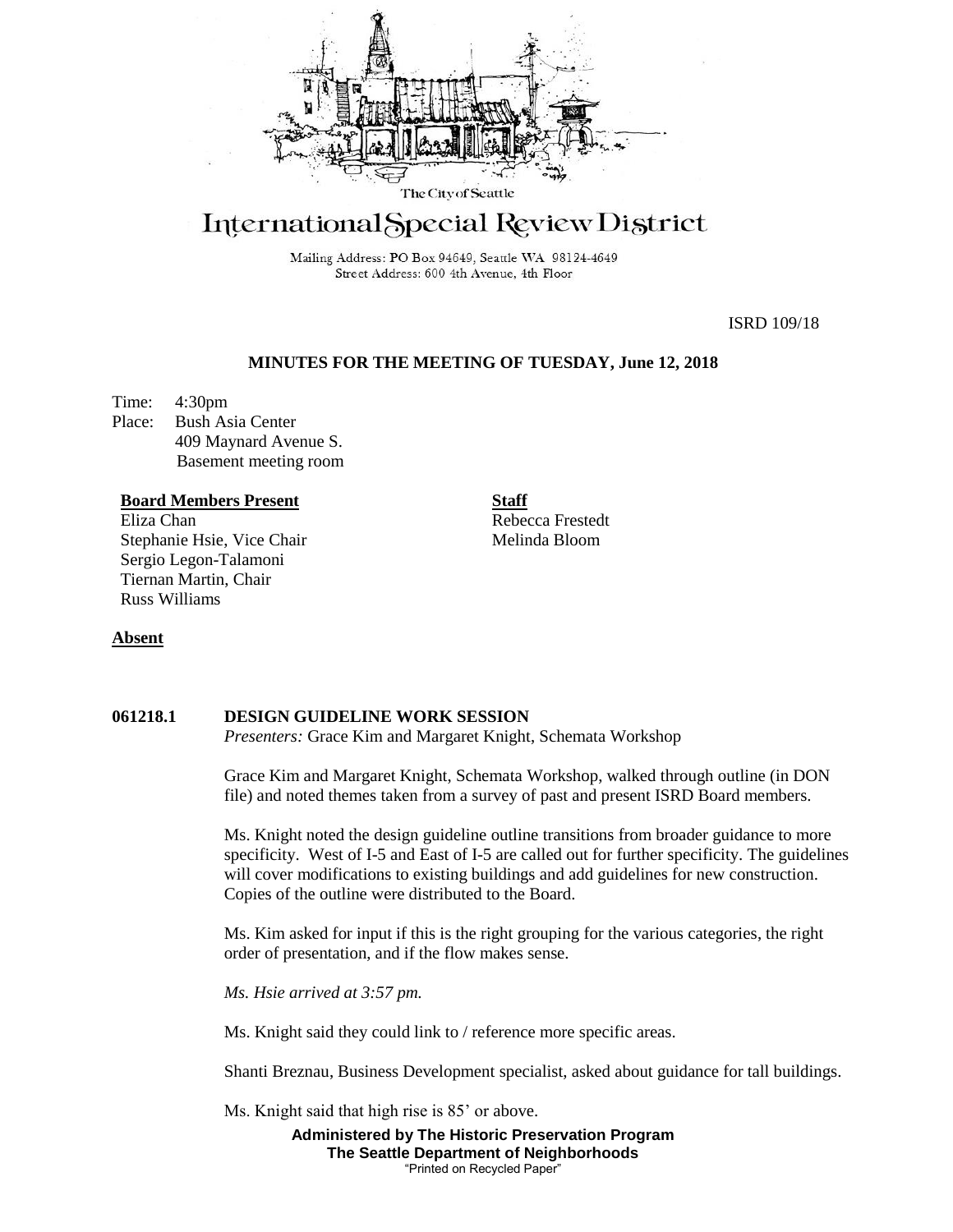The City of Seattle

# International Special Review District

Mailing Address: PO Box 94649, Seattle WA 98124-4649
Street Address: 600 4th Avenue, 4th Floor

ISRD 109/18

## MINUTES FOR THE MEETING OF TUESDAY, June 12, 2018

Time: 4:30pm
Place: Bush Asia Center
409 Maynard Avenue S.
Basement meeting room

**Board Members Present**
Eliza Chan
Stephanie Hsie, Vice Chair
Sergio Legon-Talamoni
Tiernan Martin, Chair
Russ Williams

**Staff**
Rebecca Frestedt
Melinda Bloom

**Absent**

**061218.1 DESIGN GUIDELINE WORK SESSION**
*Presenters:* Grace Kim and Margaret Knight, Schemata Workshop

Grace Kim and Margaret Knight, Schemata Workshop, walked through outline (in DON file) and noted themes taken from a survey of past and present ISRD Board members.

Ms. Knight noted the design guideline outline transitions from broader guidance to more specificity. West of I-5 and East of I-5 are called out for further specificity. The guidelines will cover modifications to existing buildings and add guidelines for new construction. Copies of the outline were distributed to the Board.

Ms. Kim asked for input if this is the right grouping for the various categories, the right order of presentation, and if the flow makes sense.

*Ms. Hsie arrived at 3:57 pm.*

Ms. Knight said they could link to / reference more specific areas.

Shanti Breznau, Business Development specialist, asked about guidance for tall buildings.

Ms. Knight said that high rise is 85' or above.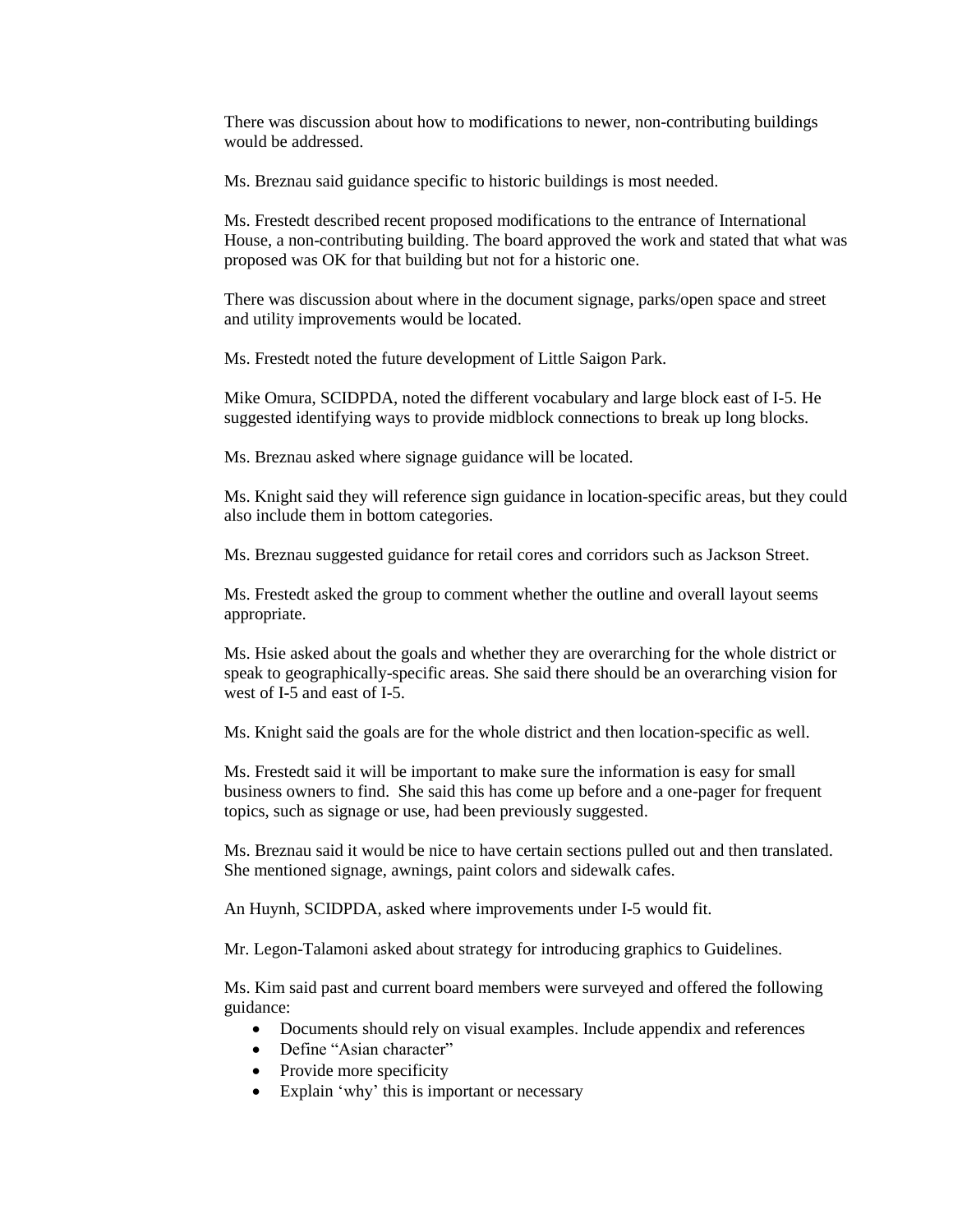There was discussion about how to modifications to newer, non-contributing buildings would be addressed.

Ms. Breznau said guidance specific to historic buildings is most needed.

Ms. Frestedt described recent proposed modifications to the entrance of International House, a non-contributing building. The board approved the work and stated that what was proposed was OK for that building but not for a historic one.

There was discussion about where in the document signage, parks/open space and street and utility improvements would be located.

Ms. Frestedt noted the future development of Little Saigon Park.

Mike Omura, SCIDPDA, noted the different vocabulary and large block east of I-5. He suggested identifying ways to provide midblock connections to break up long blocks.

Ms. Breznau asked where signage guidance will be located.

Ms. Knight said they will reference sign guidance in location-specific areas, but they could also include them in bottom categories.

Ms. Breznau suggested guidance for retail cores and corridors such as Jackson Street.

Ms. Frestedt asked the group to comment whether the outline and overall layout seems appropriate.

Ms. Hsie asked about the goals and whether they are overarching for the whole district or speak to geographically-specific areas. She said there should be an overarching vision for west of I-5 and east of I-5.

Ms. Knight said the goals are for the whole district and then location-specific as well.

Ms. Frestedt said it will be important to make sure the information is easy for small business owners to find. She said this has come up before and a one-pager for frequent topics, such as signage or use, had been previously suggested.

Ms. Breznau said it would be nice to have certain sections pulled out and then translated. She mentioned signage, awnings, paint colors and sidewalk cafes.

An Huynh, SCIDPDA, asked where improvements under I-5 would fit.

Mr. Legon-Talamoni asked about strategy for introducing graphics to Guidelines.

Ms. Kim said past and current board members were surveyed and offered the following guidance:

- Documents should rely on visual examples. Include appendix and references
- Define "Asian character"
- Provide more specificity
- Explain 'why' this is important or necessary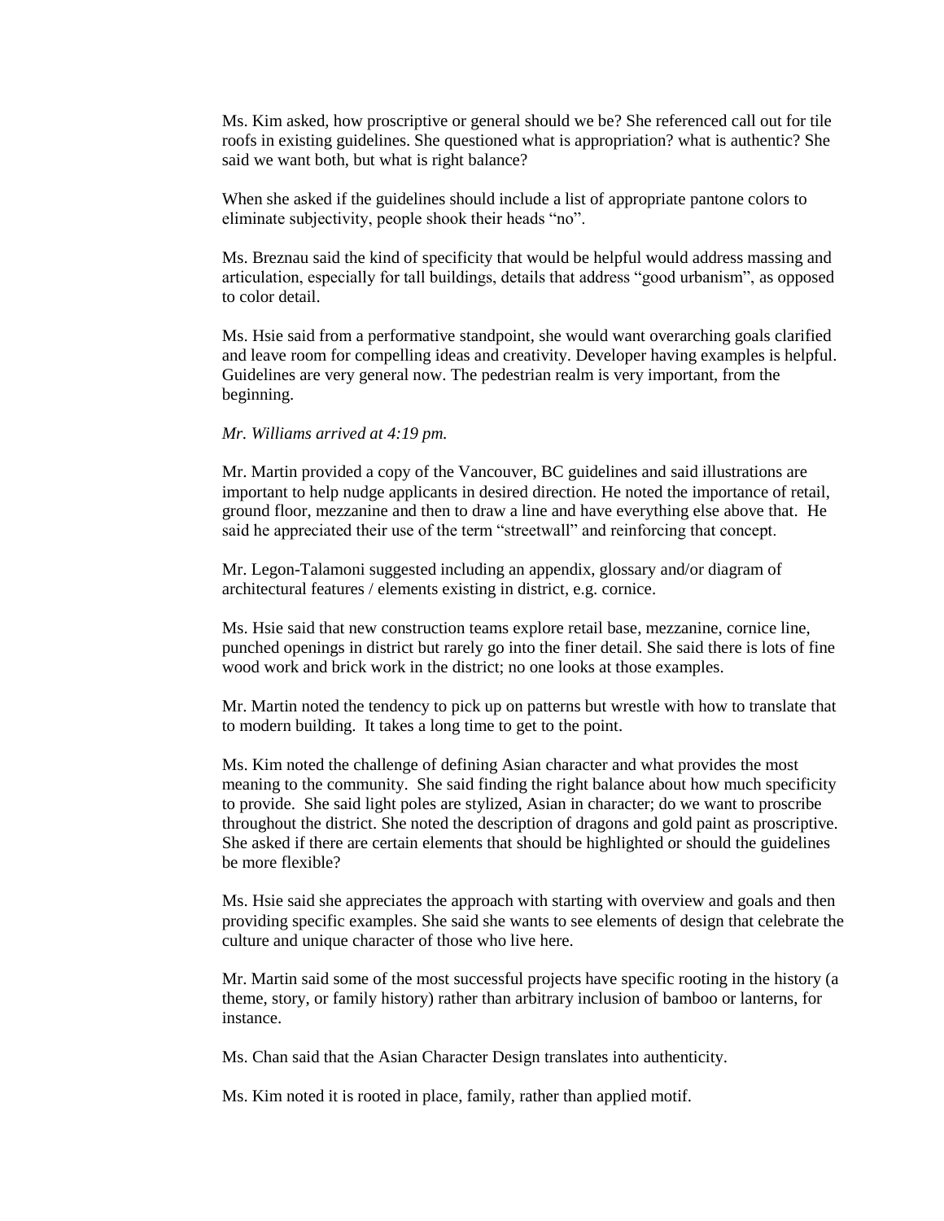Ms. Kim asked, how proscriptive or general should we be? She referenced call out for tile roofs in existing guidelines. She questioned what is appropriation? what is authentic? She said we want both, but what is right balance?

When she asked if the guidelines should include a list of appropriate pantone colors to eliminate subjectivity, people shook their heads "no".

Ms. Breznau said the kind of specificity that would be helpful would address massing and articulation, especially for tall buildings, details that address "good urbanism", as opposed to color detail.

Ms. Hsie said from a performative standpoint, she would want overarching goals clarified and leave room for compelling ideas and creativity. Developer having examples is helpful. Guidelines are very general now. The pedestrian realm is very important, from the beginning.

*Mr. Williams arrived at 4:19 pm.*

Mr. Martin provided a copy of the Vancouver, BC guidelines and said illustrations are important to help nudge applicants in desired direction. He noted the importance of retail, ground floor, mezzanine and then to draw a line and have everything else above that. He said he appreciated their use of the term "streetwall" and reinforcing that concept.

Mr. Legon-Talamoni suggested including an appendix, glossary and/or diagram of architectural features / elements existing in district, e.g. cornice.

Ms. Hsie said that new construction teams explore retail base, mezzanine, cornice line, punched openings in district but rarely go into the finer detail. She said there is lots of fine wood work and brick work in the district; no one looks at those examples.

Mr. Martin noted the tendency to pick up on patterns but wrestle with how to translate that to modern building. It takes a long time to get to the point.

Ms. Kim noted the challenge of defining Asian character and what provides the most meaning to the community. She said finding the right balance about how much specificity to provide. She said light poles are stylized, Asian in character; do we want to proscribe throughout the district. She noted the description of dragons and gold paint as proscriptive. She asked if there are certain elements that should be highlighted or should the guidelines be more flexible?

Ms. Hsie said she appreciates the approach with starting with overview and goals and then providing specific examples. She said she wants to see elements of design that celebrate the culture and unique character of those who live here.

Mr. Martin said some of the most successful projects have specific rooting in the history (a theme, story, or family history) rather than arbitrary inclusion of bamboo or lanterns, for instance.

Ms. Chan said that the Asian Character Design translates into authenticity.

Ms. Kim noted it is rooted in place, family, rather than applied motif.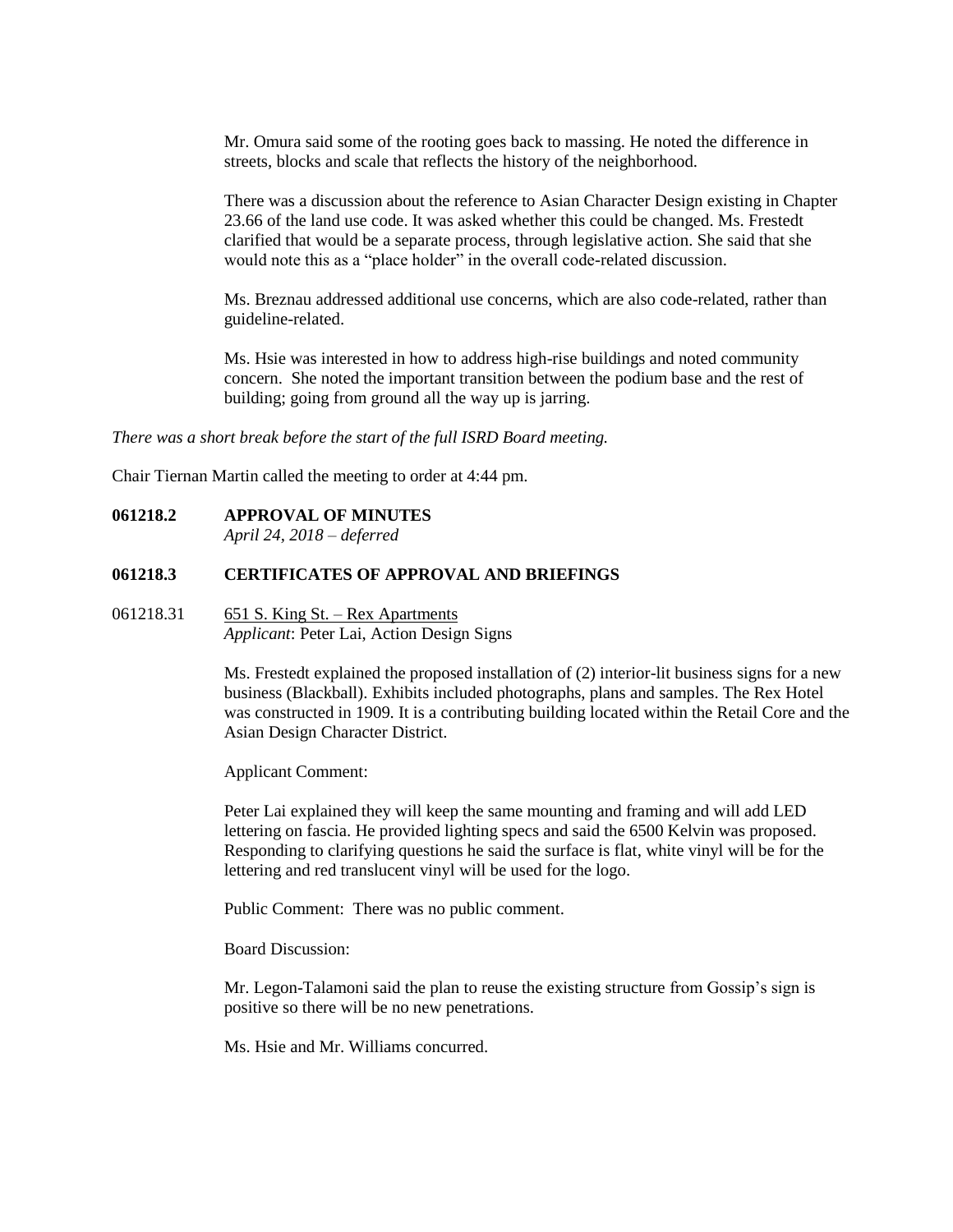Mr. Omura said some of the rooting goes back to massing. He noted the difference in streets, blocks and scale that reflects the history of the neighborhood.

There was a discussion about the reference to Asian Character Design existing in Chapter 23.66 of the land use code. It was asked whether this could be changed. Ms. Frestedt clarified that would be a separate process, through legislative action. She said that she would note this as a "place holder" in the overall code-related discussion.

Ms. Breznau addressed additional use concerns, which are also code-related, rather than guideline-related.

Ms. Hsie was interested in how to address high-rise buildings and noted community concern. She noted the important transition between the podium base and the rest of building; going from ground all the way up is jarring.

*There was a short break before the start of the full ISRD Board meeting.*

Chair Tiernan Martin called the meeting to order at 4:44 pm.

**061218.2 APPROVAL OF MINUTES**
*April 24, 2018 – deferred*

**061218.3 CERTIFICATES OF APPROVAL AND BRIEFINGS**

061218.31 651 S. King St. – Rex Apartments
*Applicant*: Peter Lai, Action Design Signs

Ms. Frestedt explained the proposed installation of (2) interior-lit business signs for a new business (Blackball). Exhibits included photographs, plans and samples. The Rex Hotel was constructed in 1909. It is a contributing building located within the Retail Core and the Asian Design Character District.

Applicant Comment:

Peter Lai explained they will keep the same mounting and framing and will add LED lettering on fascia. He provided lighting specs and said the 6500 Kelvin was proposed. Responding to clarifying questions he said the surface is flat, white vinyl will be for the lettering and red translucent vinyl will be used for the logo.

Public Comment: There was no public comment.

Board Discussion:

Mr. Legon-Talamoni said the plan to reuse the existing structure from Gossip's sign is positive so there will be no new penetrations.

Ms. Hsie and Mr. Williams concurred.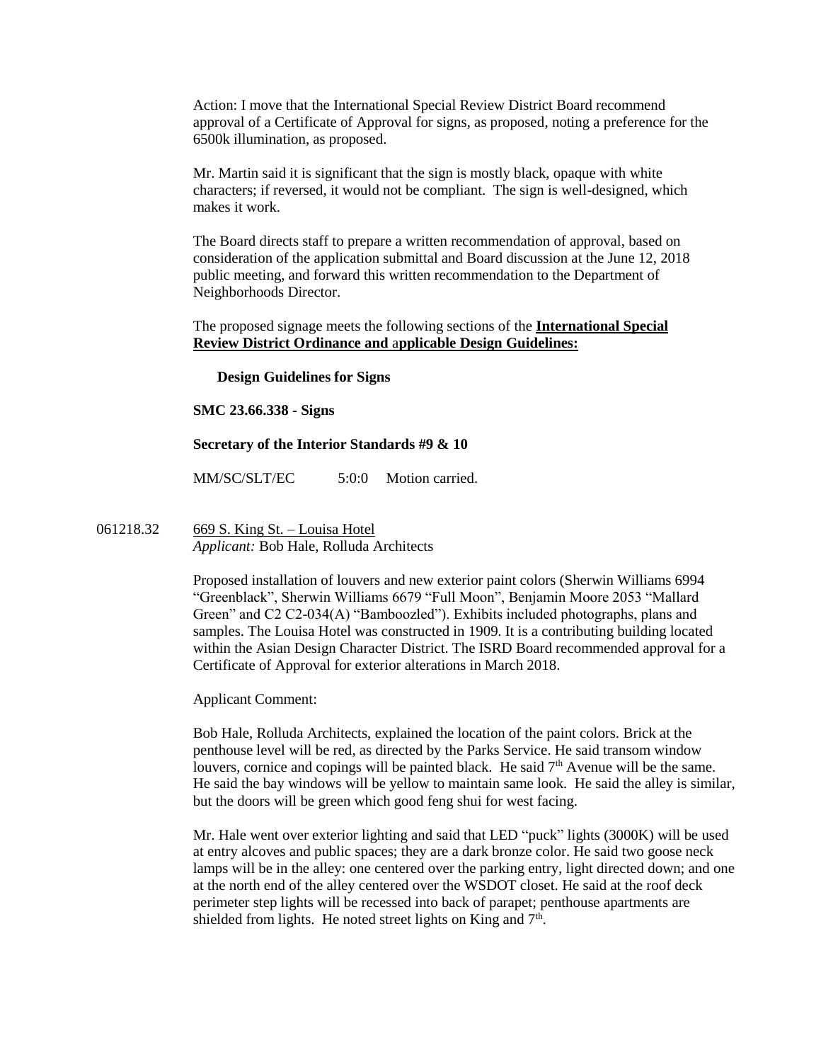Action: I move that the International Special Review District Board recommend approval of a Certificate of Approval for signs, as proposed, noting a preference for the 6500k illumination, as proposed.

Mr. Martin said it is significant that the sign is mostly black, opaque with white characters; if reversed, it would not be compliant. The sign is well-designed, which makes it work.

The Board directs staff to prepare a written recommendation of approval, based on consideration of the application submittal and Board discussion at the June 12, 2018 public meeting, and forward this written recommendation to the Department of Neighborhoods Director.

The proposed signage meets the following sections of the **International Special Review District Ordinance and applicable Design Guidelines:**

**Design Guidelines for Signs**

**SMC 23.66.338 - Signs**

**Secretary of the Interior Standards #9 & 10**

MM/SC/SLT/EC 5:0:0 Motion carried.

061218.32 669 S. King St. – Louisa Hotel
*Applicant:* Bob Hale, Rolluda Architects

Proposed installation of louvers and new exterior paint colors (Sherwin Williams 6994 "Greenblack", Sherwin Williams 6679 "Full Moon", Benjamin Moore 2053 "Mallard Green" and C2 C2-034(A) "Bamboozled"). Exhibits included photographs, plans and samples. The Louisa Hotel was constructed in 1909. It is a contributing building located within the Asian Design Character District. The ISRD Board recommended approval for a Certificate of Approval for exterior alterations in March 2018.

Applicant Comment:

Bob Hale, Rolluda Architects, explained the location of the paint colors. Brick at the penthouse level will be red, as directed by the Parks Service. He said transom window louvers, cornice and copings will be painted black. He said 7th Avenue will be the same. He said the bay windows will be yellow to maintain same look. He said the alley is similar, but the doors will be green which good feng shui for west facing.

Mr. Hale went over exterior lighting and said that LED "puck" lights (3000K) will be used at entry alcoves and public spaces; they are a dark bronze color. He said two goose neck lamps will be in the alley: one centered over the parking entry, light directed down; and one at the north end of the alley centered over the WSDOT closet. He said at the roof deck perimeter step lights will be recessed into back of parapet; penthouse apartments are shielded from lights. He noted street lights on King and 7th.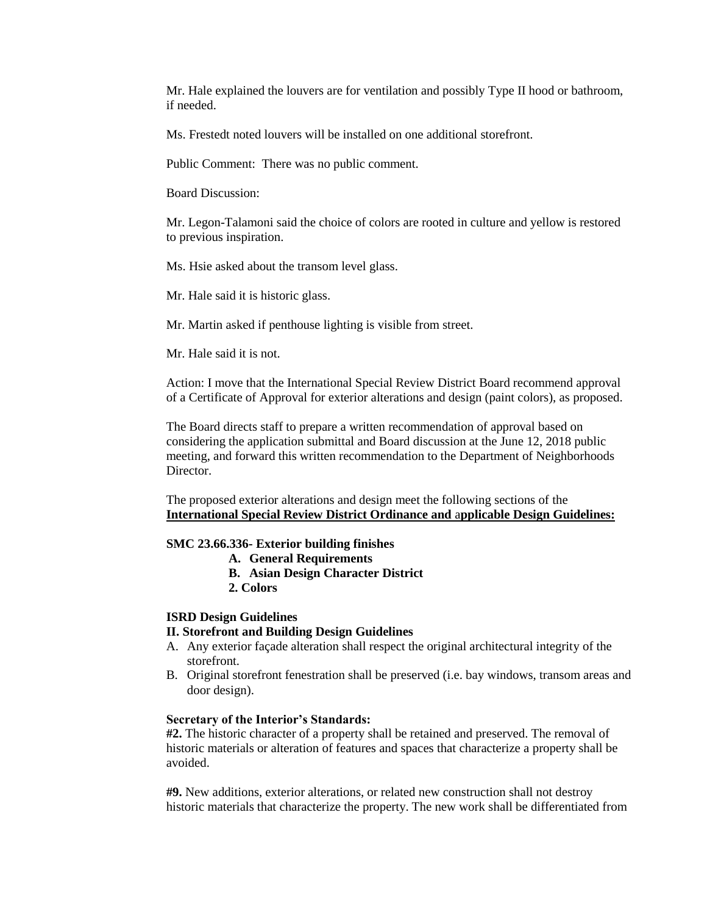Mr. Hale explained the louvers are for ventilation and possibly Type II hood or bathroom, if needed.

Ms. Frestedt noted louvers will be installed on one additional storefront.

Public Comment: There was no public comment.

Board Discussion:

Mr. Legon-Talamoni said the choice of colors are rooted in culture and yellow is restored to previous inspiration.

Ms. Hsie asked about the transom level glass.

Mr. Hale said it is historic glass.

Mr. Martin asked if penthouse lighting is visible from street.

Mr. Hale said it is not.

Action: I move that the International Special Review District Board recommend approval of a Certificate of Approval for exterior alterations and design (paint colors), as proposed.

The Board directs staff to prepare a written recommendation of approval based on considering the application submittal and Board discussion at the June 12, 2018 public meeting, and forward this written recommendation to the Department of Neighborhoods Director.

The proposed exterior alterations and design meet the following sections of the **<u>International Special Review District Ordinance and applicable Design Guidelines:</u>**

**SMC 23.66.336- Exterior building finishes**

- **A. General Requirements**
- **B. Asian Design Character District**
- **2. Colors**

**ISRD Design Guidelines**

**II. Storefront and Building Design Guidelines**

A. Any exterior façade alteration shall respect the original architectural integrity of the storefront.
B. Original storefront fenestration shall be preserved (i.e. bay windows, transom areas and door design).

**Secretary of the Interior's Standards:**

**#2.** The historic character of a property shall be retained and preserved. The removal of historic materials or alteration of features and spaces that characterize a property shall be avoided.

**#9.** New additions, exterior alterations, or related new construction shall not destroy historic materials that characterize the property. The new work shall be differentiated from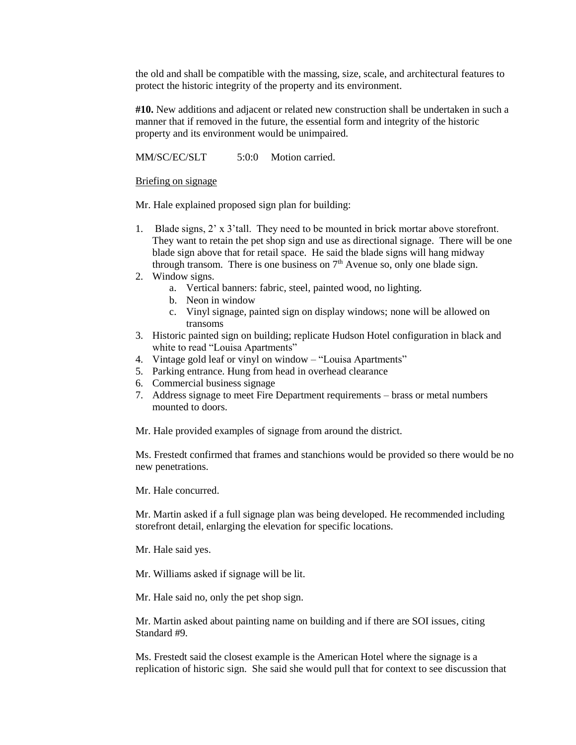the old and shall be compatible with the massing, size, scale, and architectural features to protect the historic integrity of the property and its environment.

**#10.** New additions and adjacent or related new construction shall be undertaken in such a manner that if removed in the future, the essential form and integrity of the historic property and its environment would be unimpaired.

MM/SC/EC/SLT 5:0:0 Motion carried.

Briefing on signage

Mr. Hale explained proposed sign plan for building:

1. Blade signs, 2' x 3'tall. They need to be mounted in brick mortar above storefront. They want to retain the pet shop sign and use as directional signage. There will be one blade sign above that for retail space. He said the blade signs will hang midway through transom. There is one business on 7th Avenue so, only one blade sign.
2. Window signs.
    a. Vertical banners: fabric, steel, painted wood, no lighting.
    b. Neon in window
    c. Vinyl signage, painted sign on display windows; none will be allowed on transoms
3. Historic painted sign on building; replicate Hudson Hotel configuration in black and white to read "Louisa Apartments"
4. Vintage gold leaf or vinyl on window – "Louisa Apartments"
5. Parking entrance. Hung from head in overhead clearance
6. Commercial business signage
7. Address signage to meet Fire Department requirements – brass or metal numbers mounted to doors.

Mr. Hale provided examples of signage from around the district.

Ms. Frestedt confirmed that frames and stanchions would be provided so there would be no new penetrations.

Mr. Hale concurred.

Mr. Martin asked if a full signage plan was being developed. He recommended including storefront detail, enlarging the elevation for specific locations.

Mr. Hale said yes.

Mr. Williams asked if signage will be lit.

Mr. Hale said no, only the pet shop sign.

Mr. Martin asked about painting name on building and if there are SOI issues, citing Standard #9.

Ms. Frestedt said the closest example is the American Hotel where the signage is a replication of historic sign. She said she would pull that for context to see discussion that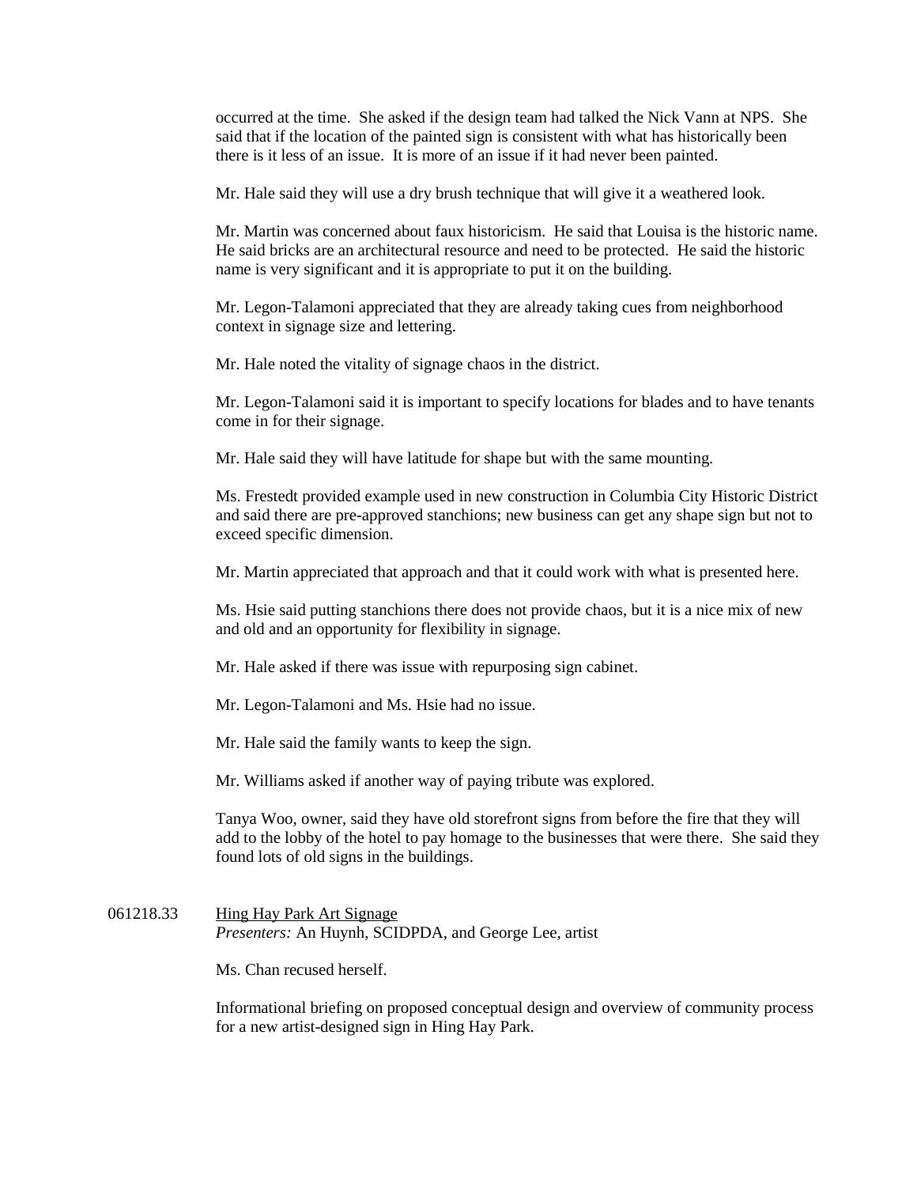occurred at the time. She asked if the design team had talked the Nick Vann at NPS. She said that if the location of the painted sign is consistent with what has historically been there is it less of an issue. It is more of an issue if it had never been painted.

Mr. Hale said they will use a dry brush technique that will give it a weathered look.

Mr. Martin was concerned about faux historicism. He said that Louisa is the historic name. He said bricks are an architectural resource and need to be protected. He said the historic name is very significant and it is appropriate to put it on the building.

Mr. Legon-Talamoni appreciated that they are already taking cues from neighborhood context in signage size and lettering.

Mr. Hale noted the vitality of signage chaos in the district.

Mr. Legon-Talamoni said it is important to specify locations for blades and to have tenants come in for their signage.

Mr. Hale said they will have latitude for shape but with the same mounting.

Ms. Frestedt provided example used in new construction in Columbia City Historic District and said there are pre-approved stanchions; new business can get any shape sign but not to exceed specific dimension.

Mr. Martin appreciated that approach and that it could work with what is presented here.

Ms. Hsie said putting stanchions there does not provide chaos, but it is a nice mix of new and old and an opportunity for flexibility in signage.

Mr. Hale asked if there was issue with repurposing sign cabinet.

Mr. Legon-Talamoni and Ms. Hsie had no issue.

Mr. Hale said the family wants to keep the sign.

Mr. Williams asked if another way of paying tribute was explored.

Tanya Woo, owner, said they have old storefront signs from before the fire that they will add to the lobby of the hotel to pay homage to the businesses that were there. She said they found lots of old signs in the buildings.

061218.33 <u>Hing Hay Park Art Signage</u>
*Presenters:* An Huynh, SCIDPDA, and George Lee, artist

Ms. Chan recused herself.

Informational briefing on proposed conceptual design and overview of community process for a new artist-designed sign in Hing Hay Park.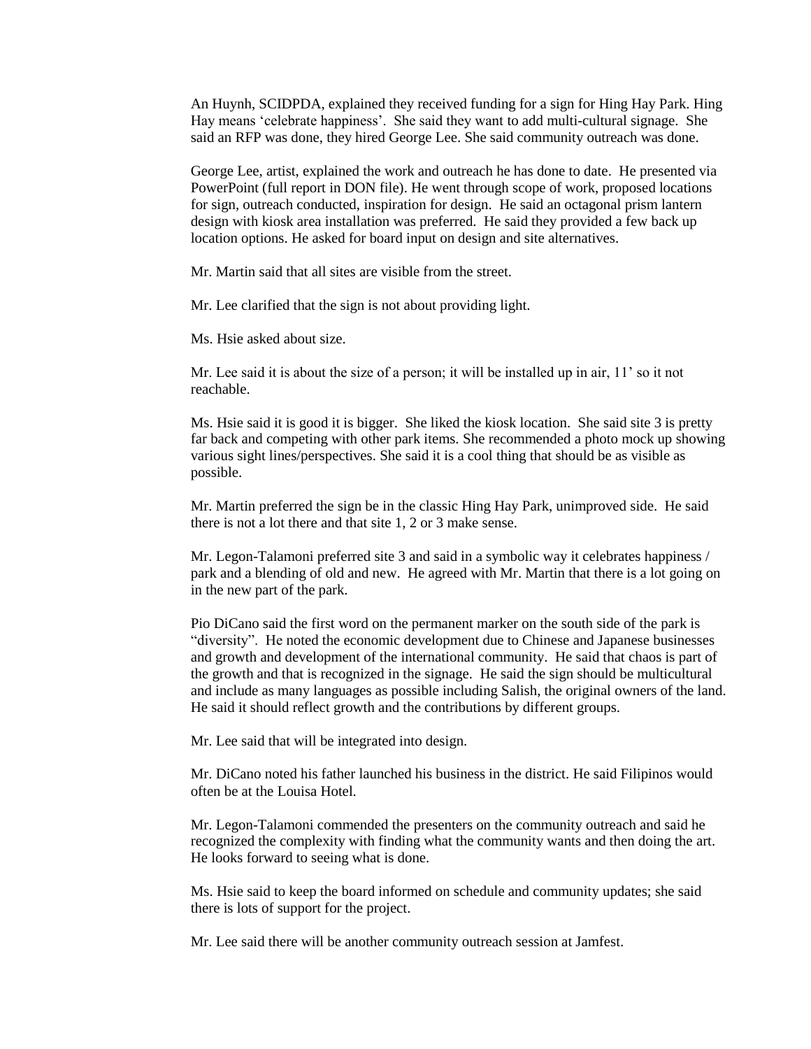An Huynh, SCIDPDA, explained they received funding for a sign for Hing Hay Park. Hing Hay means 'celebrate happiness'. She said they want to add multi-cultural signage. She said an RFP was done, they hired George Lee. She said community outreach was done.

George Lee, artist, explained the work and outreach he has done to date. He presented via PowerPoint (full report in DON file). He went through scope of work, proposed locations for sign, outreach conducted, inspiration for design. He said an octagonal prism lantern design with kiosk area installation was preferred. He said they provided a few back up location options. He asked for board input on design and site alternatives.

Mr. Martin said that all sites are visible from the street.

Mr. Lee clarified that the sign is not about providing light.

Ms. Hsie asked about size.

Mr. Lee said it is about the size of a person; it will be installed up in air, 11' so it not reachable.

Ms. Hsie said it is good it is bigger. She liked the kiosk location. She said site 3 is pretty far back and competing with other park items. She recommended a photo mock up showing various sight lines/perspectives. She said it is a cool thing that should be as visible as possible.

Mr. Martin preferred the sign be in the classic Hing Hay Park, unimproved side. He said there is not a lot there and that site 1, 2 or 3 make sense.

Mr. Legon-Talamoni preferred site 3 and said in a symbolic way it celebrates happiness / park and a blending of old and new. He agreed with Mr. Martin that there is a lot going on in the new part of the park.

Pio DiCano said the first word on the permanent marker on the south side of the park is "diversity". He noted the economic development due to Chinese and Japanese businesses and growth and development of the international community. He said that chaos is part of the growth and that is recognized in the signage. He said the sign should be multicultural and include as many languages as possible including Salish, the original owners of the land. He said it should reflect growth and the contributions by different groups.

Mr. Lee said that will be integrated into design.

Mr. DiCano noted his father launched his business in the district. He said Filipinos would often be at the Louisa Hotel.

Mr. Legon-Talamoni commended the presenters on the community outreach and said he recognized the complexity with finding what the community wants and then doing the art. He looks forward to seeing what is done.

Ms. Hsie said to keep the board informed on schedule and community updates; she said there is lots of support for the project.

Mr. Lee said there will be another community outreach session at Jamfest.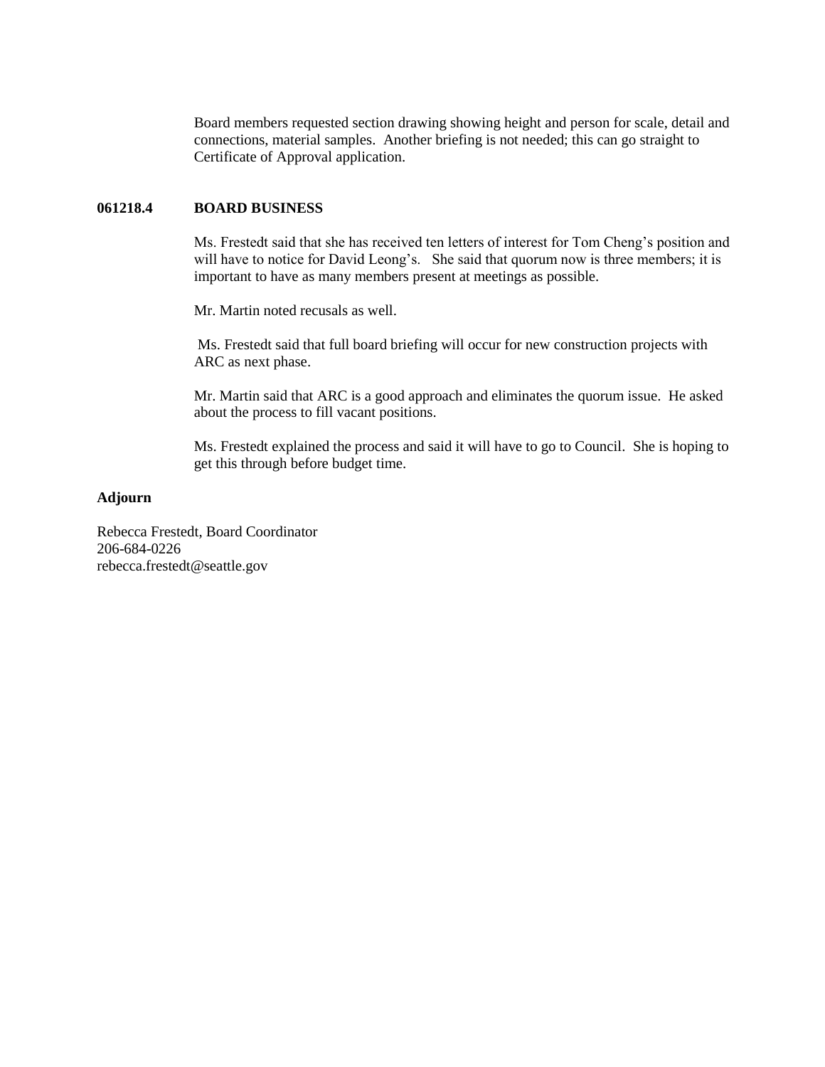Board members requested section drawing showing height and person for scale, detail and connections, material samples. Another briefing is not needed; this can go straight to Certificate of Approval application.

### 061218.4 BOARD BUSINESS

Ms. Frestedt said that she has received ten letters of interest for Tom Cheng's position and will have to notice for David Leong's. She said that quorum now is three members; it is important to have as many members present at meetings as possible.

Mr. Martin noted recusals as well.

Ms. Frestedt said that full board briefing will occur for new construction projects with ARC as next phase.

Mr. Martin said that ARC is a good approach and eliminates the quorum issue. He asked about the process to fill vacant positions.

Ms. Frestedt explained the process and said it will have to go to Council. She is hoping to get this through before budget time.

### Adjourn

Rebecca Frestedt, Board Coordinator
206-684-0226
rebecca.frestedt@seattle.gov